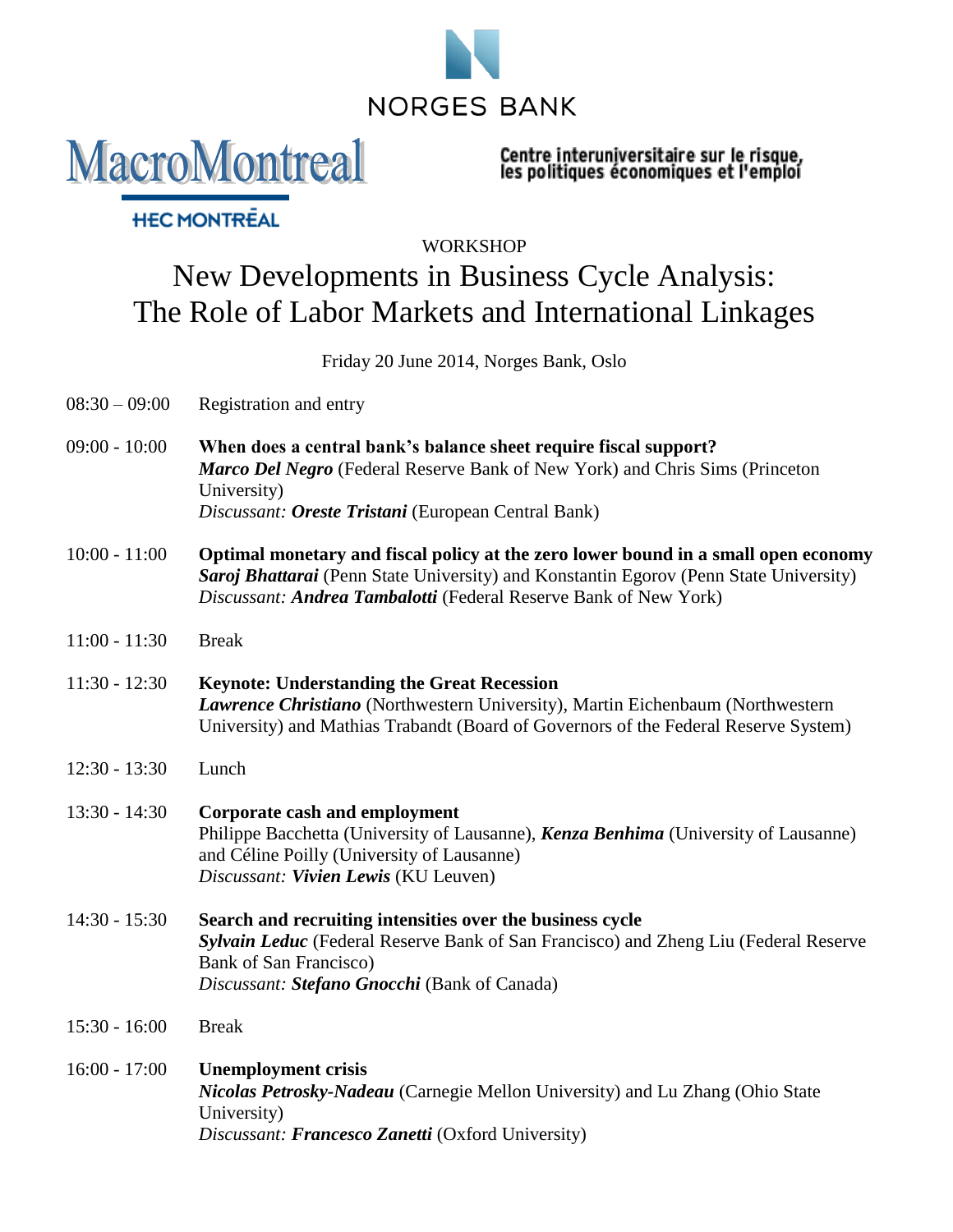NORGES BANK

MacroMontreal

HEC MONTRÉAL

Centre interuniversitaire sur le risque, les politiques économiques et l'emploi

WORKSHOP

# New Development in Business Cycle Analysis: The Role of Labor Markets and International Linkages

Friday 20 June 2014, Norges Bank, Oslo

**08:30 – 09:00** Registration and entry

**09:00 - 10:00** **When does a central bank's balance sheet require fiscal support?**
***Marco Del Negro*** (Federal Reserve Bank of New York) and Chris Sims (Princeton University)
*Discussant:* ***Oreste Tristani*** (European Central Bank)

**10:00 - 11:00** **Optimal monetary and fiscal policy at the zero lower bound in a small open economy**
***Saroj Bhattarai*** (Penn State University) and Konstantin Egorov (Penn State University)
*Discussant:* ***Andrea Tambalotti*** (Federal Reserve Bank of New York)

**11:00 - 11:30** Break

**11:30 - 12:30** **Keynote: Understanding the Great Recession**
***Lawrence Christiano*** (Northwestern University), Martin Eichenbaum (Northwestern University) and Mathias Trabandt (Board of Governors of the Federal Reserve System)

**12:30 - 13:30** Lunch

**13:30 - 14:30** **Corporate cash and employment**
Philippe Bacchetta (University of Lausanne), ***Kenza Benhima*** (University of Lausanne) and Céline Poilly (University of Lausanne)
*Discussant:* ***Vivien Lewis*** (KU Leuven)

**14:30 - 15:30** **Search and recruiting intensities over the business cycle**
***Sylvain Leduc*** (Federal Reserve Bank of San Francisco) and Zheng Liu (Federal Reserve Bank of San Francisco)
*Discussant:* ***Stefano Gnocchi*** (Bank of Canada)

**15:30 - 16:00** Break

**16:00 - 17:00** **Unemployment crisis**
***Nicolas Petrosky-Nadeau*** (Carnegie Mellon University) and Lu Zhang (Ohio State University)
*Discussant:* ***Francesco Zanetti*** (Oxford University)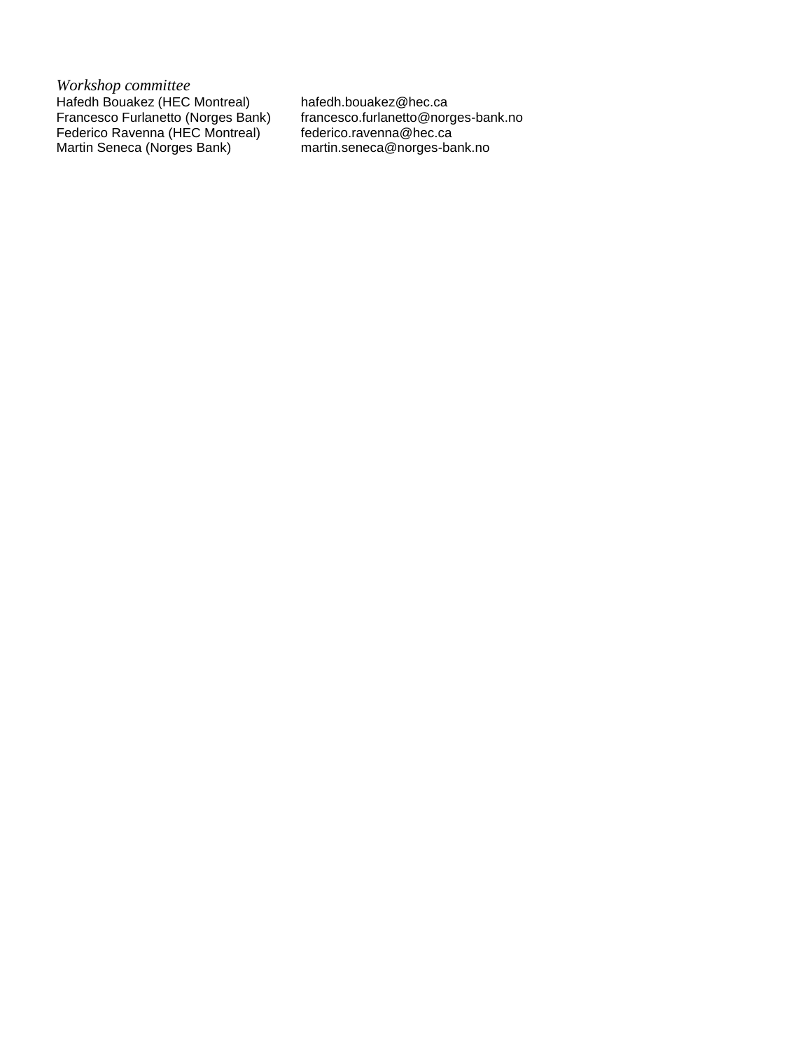*Workshop committee*

| | |
|---|---|
| Hafedh Bouakez (HEC Montreal) | hafedh.bouakez@hec.ca |
| Francesco Furlanetto (Norges Bank) | francesco.furlanetto@norges-bank.no |
| Federico Ravenna (HEC Montreal) | federico.ravenna@hec.ca |
| Martin Seneca (Norges Bank) | martin.seneca@norges-bank.no |